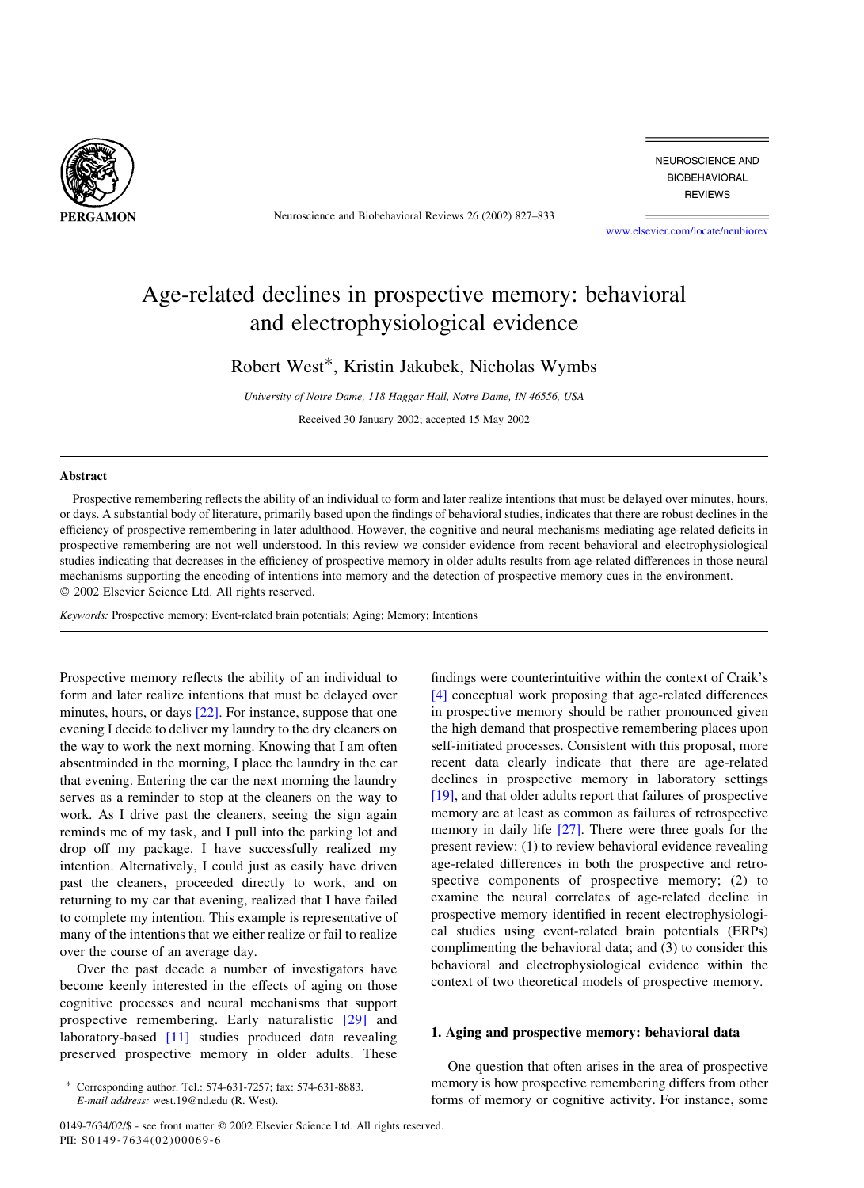# Age-related declines in prospective memory: behavioral and electrophysiological evidence

Robert West*, Kristin Jakubek, Nicholas Wymbs

*University of Notre Dame, 118 Haggar Hall, Notre Dame, IN 46556, USA*

Received 30 January 2002; accepted 15 May 2002

## Abstract

Prospective remembering reflects the ability of an individual to form and later realize intentions that must be delayed over minutes, hours, or days. A substantial body of literature, primarily based upon the findings of behavioral studies, indicates that there are robust declines in the efficiency of prospective remembering in later adulthood. However, the cognitive and neural mechanisms mediating age-related deficits in prospective remembering are not well understood. In this review we consider evidence from recent behavioral and electrophysiological studies indicating that decreases in the efficiency of prospective memory in older adults results from age-related differences in those neural mechanisms supporting the encoding of intentions into memory and the detection of prospective memory cues in the environment.
© 2002 Elsevier Science Ltd. All rights reserved.

*Keywords:* Prospective memory; Event-related brain potentials; Aging; Memory; Intentions

Prospective memory reflects the ability of an individual to form and later realize intentions that must be delayed over minutes, hours, or days [22]. For instance, suppose that one evening I decide to deliver my laundry to the dry cleaners on the way to work the next morning. Knowing that I am often absentminded in the morning, I place the laundry in the car that evening. Entering the car the next morning the laundry serves as a reminder to stop at the cleaners on the way to work. As I drive past the cleaners, seeing the sign again reminds me of my task, and I pull into the parking lot and drop off my package. I have successfully realized my intention. Alternatively, I could just as easily have driven past the cleaners, proceeded directly to work, and on returning to my car that evening, realized that I have failed to complete my intention. This example is representative of many of the intentions that we either realize or fail to realize over the course of an average day.

Over the past decade a number of investigators have become keenly interested in the effects of aging on those cognitive processes and neural mechanisms that support prospective remembering. Early naturalistic [29] and laboratory-based [11] studies produced data revealing preserved prospective memory in older adults. These findings were counterintuitive within the context of Craik's [4] conceptual work proposing that age-related differences in prospective memory should be rather pronounced given the high demand that prospective remembering places upon self-initiated processes. Consistent with this proposal, more recent data clearly indicate that there are age-related declines in prospective memory in laboratory settings [19], and that older adults report that failures of prospective memory are at least as common as failures of retrospective memory in daily life [27]. There were three goals for the present review: (1) to review behavioral evidence revealing age-related differences in both the prospective and retrospective components of prospective memory; (2) to examine the neural correlates of age-related decline in prospective memory identified in recent electrophysiological studies using event-related brain potentials (ERPs) complimenting the behavioral data; and (3) to consider this behavioral and electrophysiological evidence within the context of two theoretical models of prospective memory.

## 1. Aging and prospective memory: behavioral data

One question that often arises in the area of prospective memory is how prospective remembering differs from other forms of memory or cognitive activity. For instance, some

\* Corresponding author. Tel.: 574-631-7257; fax: 574-631-8883.
*E-mail address:* west.19@nd.edu (R. West).

0149-7634/02/$ - see front matter © 2002 Elsevier Science Ltd. All rights reserved.
PII: S0149-7634(02)00069-6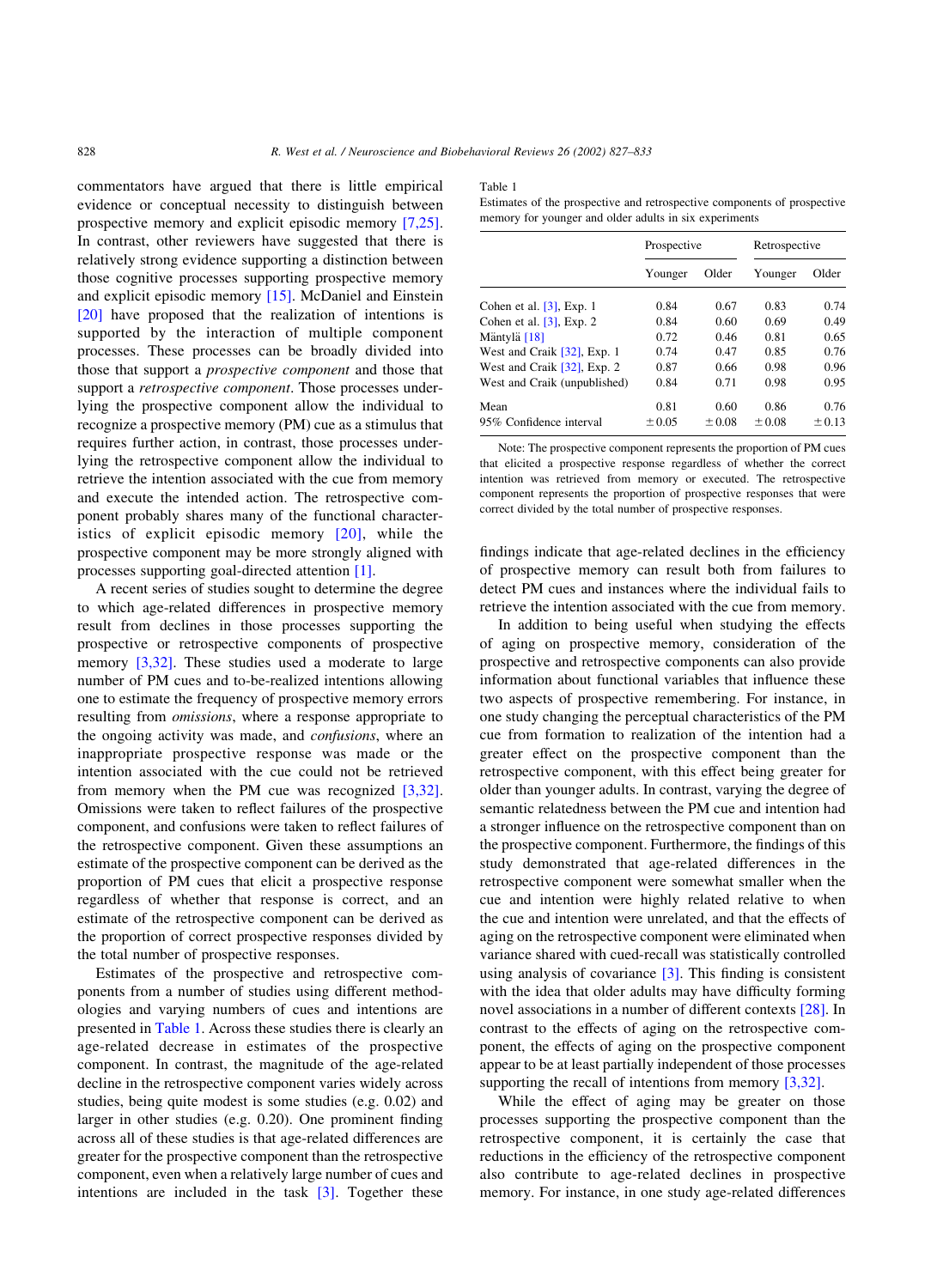commentators have argued that there is little empirical evidence or conceptual necessity to distinguish between prospective memory and explicit episodic memory [7,25]. In contrast, other reviewers have suggested that there is relatively strong evidence supporting a distinction between those cognitive processes supporting prospective memory and explicit episodic memory [15]. McDaniel and Einstein [20] have proposed that the realization of intentions is supported by the interaction of multiple component processes. These processes can be broadly divided into those that support a *prospective component* and those that support a *retrospective component*. Those processes underlying the prospective component allow the individual to recognize a prospective memory (PM) cue as a stimulus that requires further action, in contrast, those processes underlying the retrospective component allow the individual to retrieve the intention associated with the cue from memory and execute the intended action. The retrospective component probably shares many of the functional characteristics of explicit episodic memory [20], while the prospective component may be more strongly aligned with processes supporting goal-directed attention [1].

A recent series of studies sought to determine the degree to which age-related differences in prospective memory result from declines in those processes supporting the prospective or retrospective components of prospective memory [3,32]. These studies used a moderate to large number of PM cues and to-be-realized intentions allowing one to estimate the frequency of prospective memory errors resulting from *omissions*, where a response appropriate to the ongoing activity was made, and *confusions*, where an inappropriate prospective response was made or the intention associated with the cue could not be retrieved from memory when the PM cue was recognized [3,32]. Omissions were taken to reflect failures of the prospective component, and confusions were taken to reflect failures of the retrospective component. Given these assumptions an estimate of the prospective component can be derived as the proportion of PM cues that elicit a prospective response regardless of whether that response is correct, and an estimate of the retrospective component can be derived as the proportion of correct prospective responses divided by the total number of prospective responses.

Estimates of the prospective and retrospective components from a number of studies using different methodologies and varying numbers of cues and intentions are presented in Table 1. Across these studies there is clearly an age-related decrease in estimates of the prospective component. In contrast, the magnitude of the age-related decline in the retrospective component varies widely across studies, being quite modest is some studies (e.g. 0.02) and larger in other studies (e.g. 0.20). One prominent finding across all of these studies is that age-related differences are greater for the prospective component than the retrospective component, even when a relatively large number of cues and intentions are included in the task [3]. Together these findings indicate that age-related declines in the efficiency of prospective memory can result both from failures to detect PM cues and instances where the individual fails to retrieve the intention associated with the cue from memory.

Table 1
Estimates of the prospective and retrospective components of prospective memory for younger and older adults in six experiments

| | Prospective | | Retrospective | |
|---|---|---|---|---|
| | Younger | Older | Younger | Older |
| Cohen et al. [3], Exp. 1 | 0.84 | 0.67 | 0.83 | 0.74 |
| Cohen et al. [3], Exp. 2 | 0.84 | 0.60 | 0.69 | 0.49 |
| Mäntylä [18] | 0.72 | 0.46 | 0.81 | 0.65 |
| West and Craik [32], Exp. 1 | 0.74 | 0.47 | 0.85 | 0.76 |
| West and Craik [32], Exp. 2 | 0.87 | 0.66 | 0.98 | 0.96 |
| West and Craik (unpublished) | 0.84 | 0.71 | 0.98 | 0.95 |
| Mean | 0.81 | 0.60 | 0.86 | 0.76 |
| 95% Confidence interval | ±0.05 | ±0.08 | ±0.08 | ±0.13 |

Note: The prospective component represents the proportion of PM cues that elicited a prospective response regardless of whether the correct intention was retrieved from memory or executed. The retrospective component represents the proportion of prospective responses that were correct divided by the total number of prospective responses.

In addition to being useful when studying the effects of aging on prospective memory, consideration of the prospective and retrospective components can also provide information about functional variables that influence these two aspects of prospective remembering. For instance, in one study changing the perceptual characteristics of the PM cue from formation to realization of the intention had a greater effect on the prospective component than the retrospective component, with this effect being greater for older than younger adults. In contrast, varying the degree of semantic relatedness between the PM cue and intention had a stronger influence on the retrospective component than on the prospective component. Furthermore, the findings of this study demonstrated that age-related differences in the retrospective component were somewhat smaller when the cue and intention were highly related relative to when the cue and intention were unrelated, and that the effects of aging on the retrospective component were eliminated when variance shared with cued-recall was statistically controlled using analysis of covariance [3]. This finding is consistent with the idea that older adults may have difficulty forming novel associations in a number of different contexts [28]. In contrast to the effects of aging on the retrospective component, the effects of aging on the prospective component appear to be at least partially independent of those processes supporting the recall of intentions from memory [3,32].

While the effect of aging may be greater on those processes supporting the prospective component than the retrospective component, it is certainly the case that reductions in the efficiency of the retrospective component also contribute to age-related declines in prospective memory. For instance, in one study age-related differences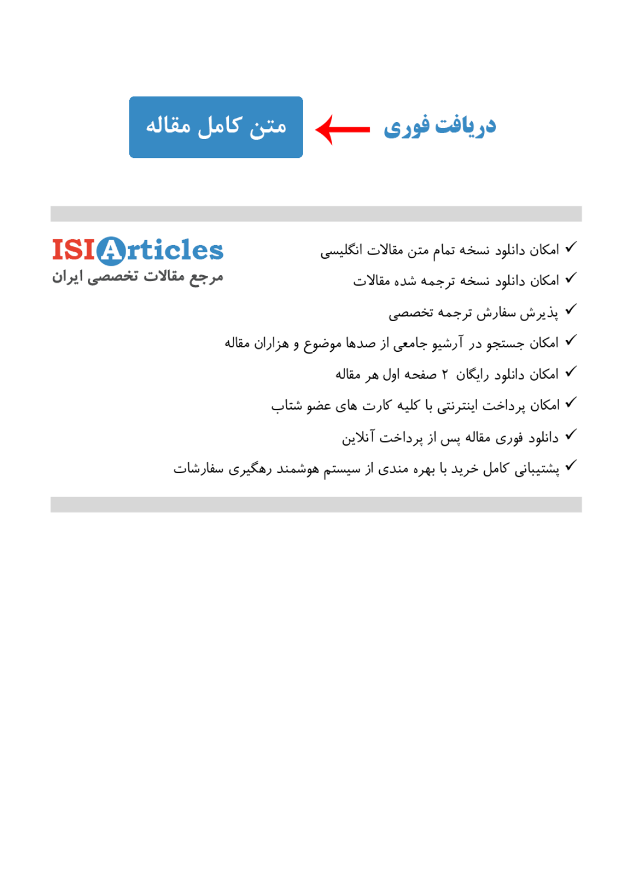**دریافت فوری** ← **متن کامل مقاله**

**ISIArticles**
مرجع مقالات تخصصی ایران

- ✓ امکان دانلود نسخه تمام متن مقالات انگلیسی
- ✓ امکان دانلود نسخه ترجمه شده مقالات
- ✓ پذیرش سفارش ترجمه تخصصی
- ✓ امکان جستجو در آرشیو جامعی از صدها موضوع و هزاران مقاله
- ✓ امکان دانلود رایگان ۲ صفحه اول هر مقاله
- ✓ امکان پرداخت اینترنتی با کلیه کارت های عضو شتاب
- ✓ دانلود فوری مقاله پس از پرداخت آنلاین
- ✓ پشتیبانی کامل خرید با بهره مندی از سیستم هوشمند رهگیری سفارشات